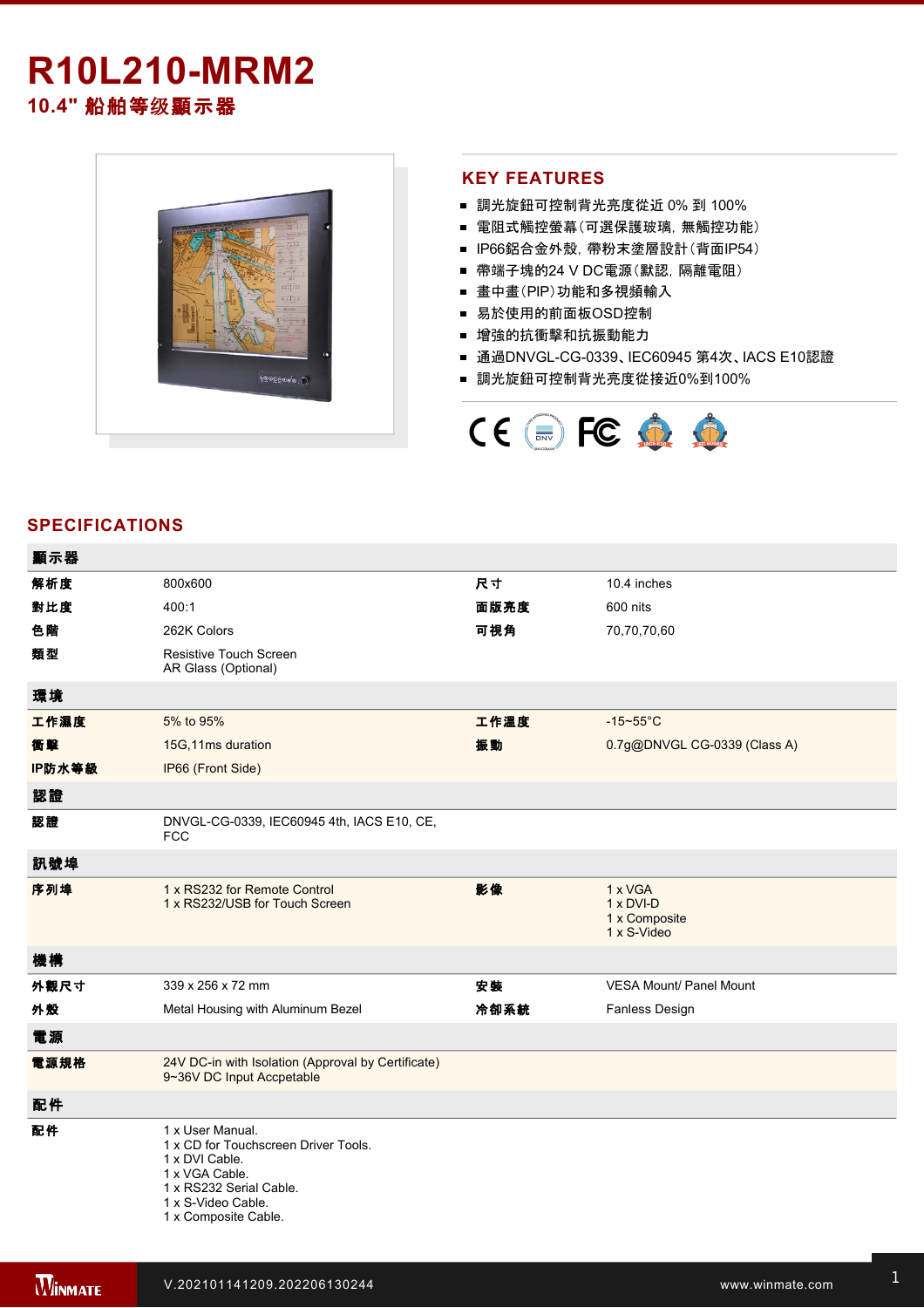# R10L210-MRM2

## 10.4" 船舶等级顯示器

## KEY FEATURES

- 調光旋鈕可控制背光亮度從近 0% 到 100%
- 電阻式觸控螢幕(可選保護玻璃，無觸控功能)
- IP66鋁合金外殼，帶粉末塗層設計(背面IP54)
- 帶端子塊的24 V DC電源(默認，隔離電阻)
- 畫中畫(PIP)功能和多視頻輸入
- 易於使用的前面板OSD控制
- 增強的抗衝擊和抗振動能力
- 通過DNVGL-CG-0339、IEC60945 第4次、IACS E10認證
- 調光旋鈕可控制背光亮度從接近0%到100%

## SPECIFICATIONS

| **顯示器** | | | |
|---|---|---|---|
| **解析度** | 800x600 | **尺寸** | 10.4 inches |
| **對比度** | 400:1 | **面版亮度** | 600 nits |
| **色階** | 262K Colors | **可視角** | 70,70,70,60 |
| **類型** | Resistive Touch Screen<br>AR Glass (Optional) | | |
| **環境** | | | |
| **工作濕度** | 5% to 95% | **工作溫度** | -15~55°C |
| **衝擊** | 15G,11ms duration | **振動** | 0.7g@DNVGL CG-0339 (Class A) |
| **IP防水等級** | IP66 (Front Side) | | |
| **認證** | | | |
| **認證** | DNVGL-CG-0339, IEC60945 4th, IACS E10, CE, FCC | | |
| **訊號埠** | | | |
| **序列埠** | 1 x RS232 for Remote Control<br>1 x RS232/USB for Touch Screen | **影像** | 1 x VGA<br>1 x DVI-D<br>1 x Composite<br>1 x S-Video |
| **機構** | | | |
| **外觀尺寸** | 339 x 256 x 72 mm | **安裝** | VESA Mount/ Panel Mount |
| **外殼** | Metal Housing with Aluminum Bezel | **冷卻系統** | Fanless Design |
| **電源** | | | |
| **電源規格** | 24V DC-in with Isolation (Approval by Certificate)<br>9~36V DC Input Accpetable | | |
| **配件** | | | |
| **配件** | 1 x User Manual.<br>1 x CD for Touchscreen Driver Tools.<br>1 x DVI Cable.<br>1 x VGA Cable.<br>1 x RS232 Serial Cable.<br>1 x S-Video Cable.<br>1 x Composite Cable. | | |

V.202101141209.202206130244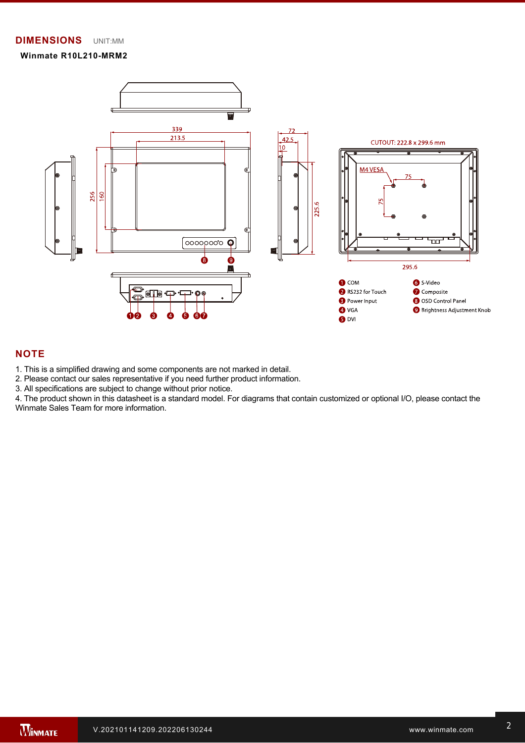## DIMENSIONS UNIT:MM

**Winmate R10L210-MRM2**

339
213.5
256
160
72
42.5
10
225.6
CUTOUT: 222.8 x 299.6 mm
M4 VESA
75
75
295.6

1. COM
2. RS232 for Touch
3. Power Input
4. VGA
5. DVI
6. S-Video
7. Composite
8. OSD Control Panel
9. Brightness Adjustment Knob

## NOTE

1. This is a simplified drawing and some components are not marked in detail.
2. Please contact our sales representative if you need further product information.
3. All specifications are subject to change without prior notice.
4. The product shown in this datasheet is a standard model. For diagrams that contain customized or optional I/O, please contact the Winmate Sales Team for more information.